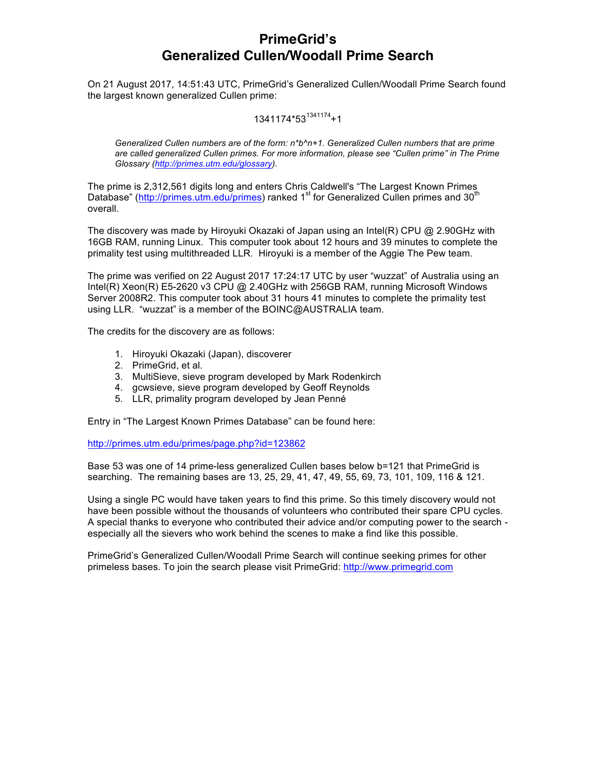# PrimeGrid's Generalized Cullen/Woodall Prime Search

On 21 August 2017, 14:51:43 UTC, PrimeGrid's Generalized Cullen/Woodall Prime Search found the largest known generalized Cullen prime:

$$1341174 \cdot 53^{1341174}+1$$

> *Generalized Cullen numbers are of the form: n*b^n+1. Generalized Cullen numbers that are prime are called generalized Cullen primes. For more information, please see "Cullen prime" in The Prime Glossary (http://primes.utm.edu/glossary).*

The prime is 2,312,561 digits long and enters Chris Caldwell's "The Largest Known Primes Database" (http://primes.utm.edu/primes) ranked 1st for Generalized Cullen primes and 30th overall.

The discovery was made by Hiroyuki Okazaki of Japan using an Intel(R) CPU @ 2.90GHz with 16GB RAM, running Linux. This computer took about 12 hours and 39 minutes to complete the primality test using multithreaded LLR. Hiroyuki is a member of the Aggie The Pew team.

The prime was verified on 22 August 2017 17:24:17 UTC by user "wuzzat" of Australia using an Intel(R) Xeon(R) E5-2620 v3 CPU @ 2.40GHz with 256GB RAM, running Microsoft Windows Server 2008R2. This computer took about 31 hours 41 minutes to complete the primality test using LLR. "wuzzat" is a member of the BOINC@AUSTRALIA team.

The credits for the discovery are as follows:

1. Hiroyuki Okazaki (Japan), discoverer
2. PrimeGrid, et al.
3. MultiSieve, sieve program developed by Mark Rodenkirch
4. gcwsieve, sieve program developed by Geoff Reynolds
5. LLR, primality program developed by Jean Penné

Entry in "The Largest Known Primes Database" can be found here:

http://primes.utm.edu/primes/page.php?id=123862

Base 53 was one of 14 prime-less generalized Cullen bases below b=121 that PrimeGrid is searching. The remaining bases are 13, 25, 29, 41, 47, 49, 55, 69, 73, 101, 109, 116 & 121.

Using a single PC would have taken years to find this prime. So this timely discovery would not have been possible without the thousands of volunteers who contributed their spare CPU cycles. A special thanks to everyone who contributed their advice and/or computing power to the search - especially all the sievers who work behind the scenes to make a find like this possible.

PrimeGrid's Generalized Cullen/Woodall Prime Search will continue seeking primes for other primeless bases. To join the search please visit PrimeGrid: http://www.primegrid.com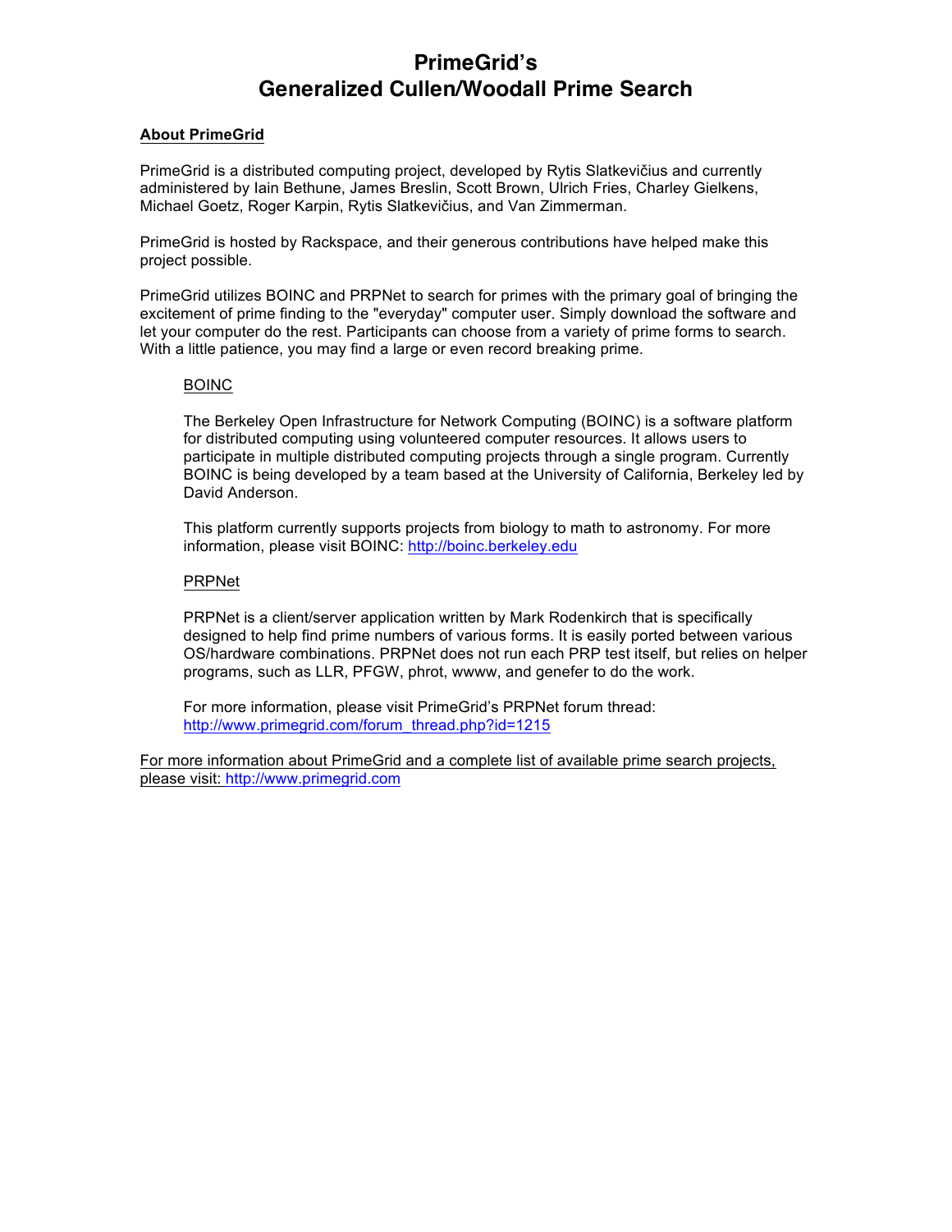# PrimeGrid's
# Generalized Cullen/Woodall Prime Search

## About PrimeGrid

PrimeGrid is a distributed computing project, developed by Rytis Slatkevičius and currently administered by Iain Bethune, James Breslin, Scott Brown, Ulrich Fries, Charley Gielkens, Michael Goetz, Roger Karpin, Rytis Slatkevičius, and Van Zimmerman.

PrimeGrid is hosted by Rackspace, and their generous contributions have helped make this project possible.

PrimeGrid utilizes BOINC and PRPNet to search for primes with the primary goal of bringing the excitement of prime finding to the "everyday" computer user. Simply download the software and let your computer do the rest. Participants can choose from a variety of prime forms to search. With a little patience, you may find a large or even record breaking prime.

### BOINC

The Berkeley Open Infrastructure for Network Computing (BOINC) is a software platform for distributed computing using volunteered computer resources. It allows users to participate in multiple distributed computing projects through a single program. Currently BOINC is being developed by a team based at the University of California, Berkeley led by David Anderson.

This platform currently supports projects from biology to math to astronomy. For more information, please visit BOINC: http://boinc.berkeley.edu

### PRPNet

PRPNet is a client/server application written by Mark Rodenkirch that is specifically designed to help find prime numbers of various forms. It is easily ported between various OS/hardware combinations. PRPNet does not run each PRP test itself, but relies on helper programs, such as LLR, PFGW, phrot, wwww, and genefer to do the work.

For more information, please visit PrimeGrid's PRPNet forum thread:
http://www.primegrid.com/forum_thread.php?id=1215

For more information about PrimeGrid and a complete list of available prime search projects, please visit: http://www.primegrid.com